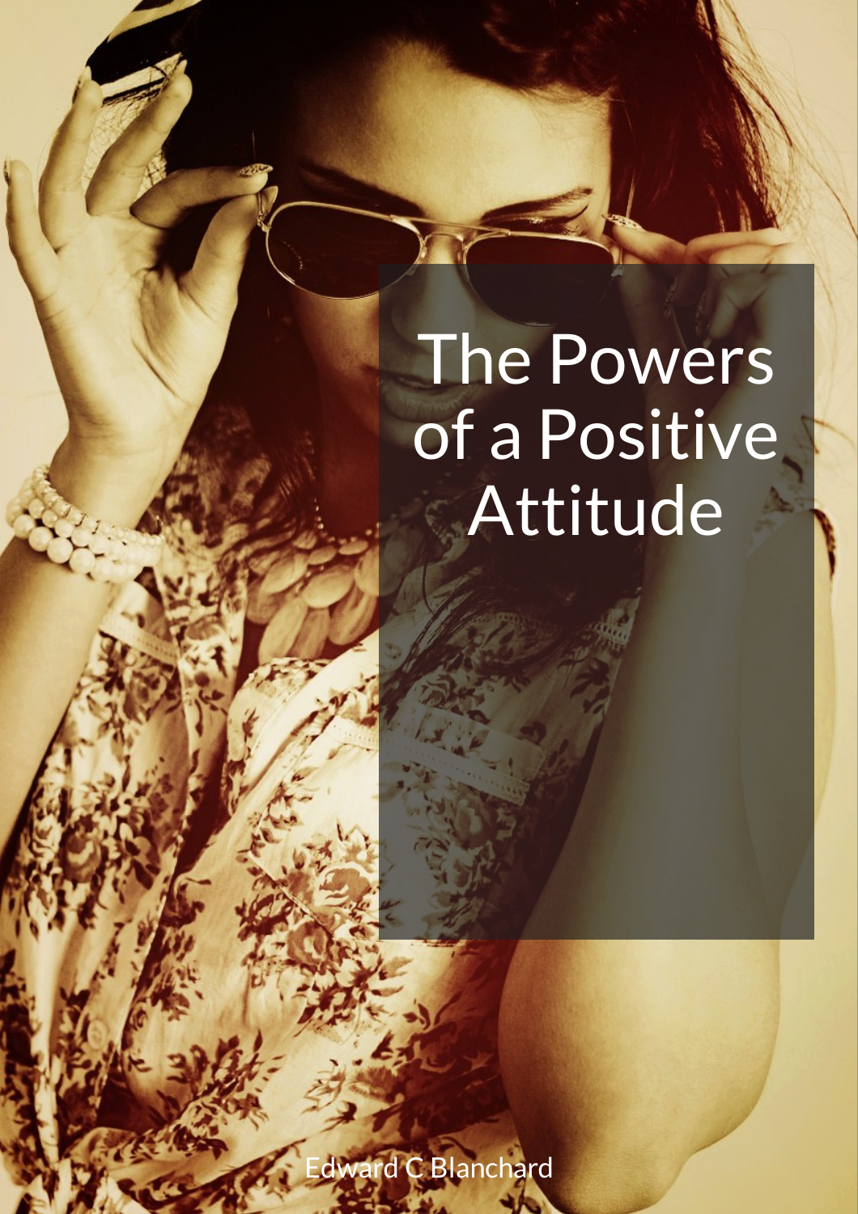# The Powers of a Positive Attitude

Edward C Blanchard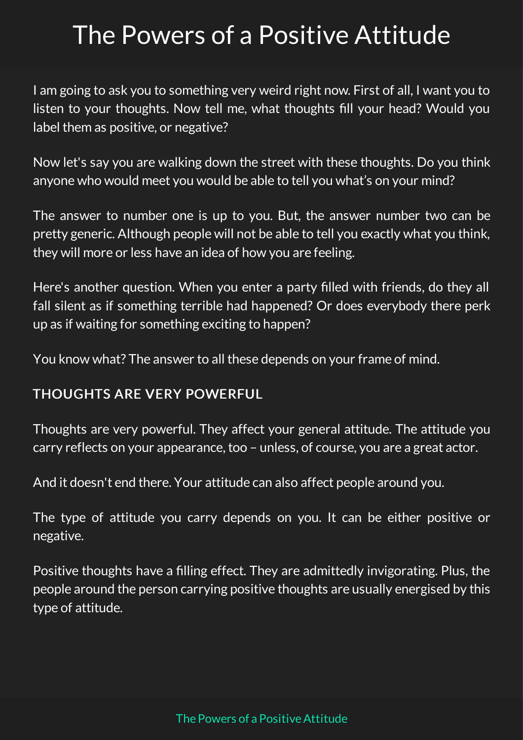# The Powers of a Positive Attitude

I am going to ask you to something very weird right now. First of all, I want you to listen to your thoughts. Now tell me, what thoughts fill your head? Would you label them as positive, or negative?

Now let's say you are walking down the street with these thoughts. Do you think anyone who would meet you would be able to tell you what's on your mind?

The answer to number one is up to you. But, the answer number two can be pretty generic. Although people will not be able to tell you exactly what you think, they will more or less have an idea of how you are feeling.

Here's another question. When you enter a party filled with friends, do they all fall silent as if something terrible had happened? Or does everybody there perk up as if waiting for something exciting to happen?

You know what? The answer to all these depends on your frame of mind.

### THOUGHTS ARE VERY POWERFUL

Thoughts are very powerful. They affect your general attitude. The attitude you carry reflects on your appearance, too – unless, of course, you are a great actor.

And it doesn't end there. Your attitude can also affect people around you.

The type of attitude you carry depends on you. It can be either positive or negative.

Positive thoughts have a filling effect. They are admittedly invigorating. Plus, the people around the person carrying positive thoughts are usually energised by this type of attitude.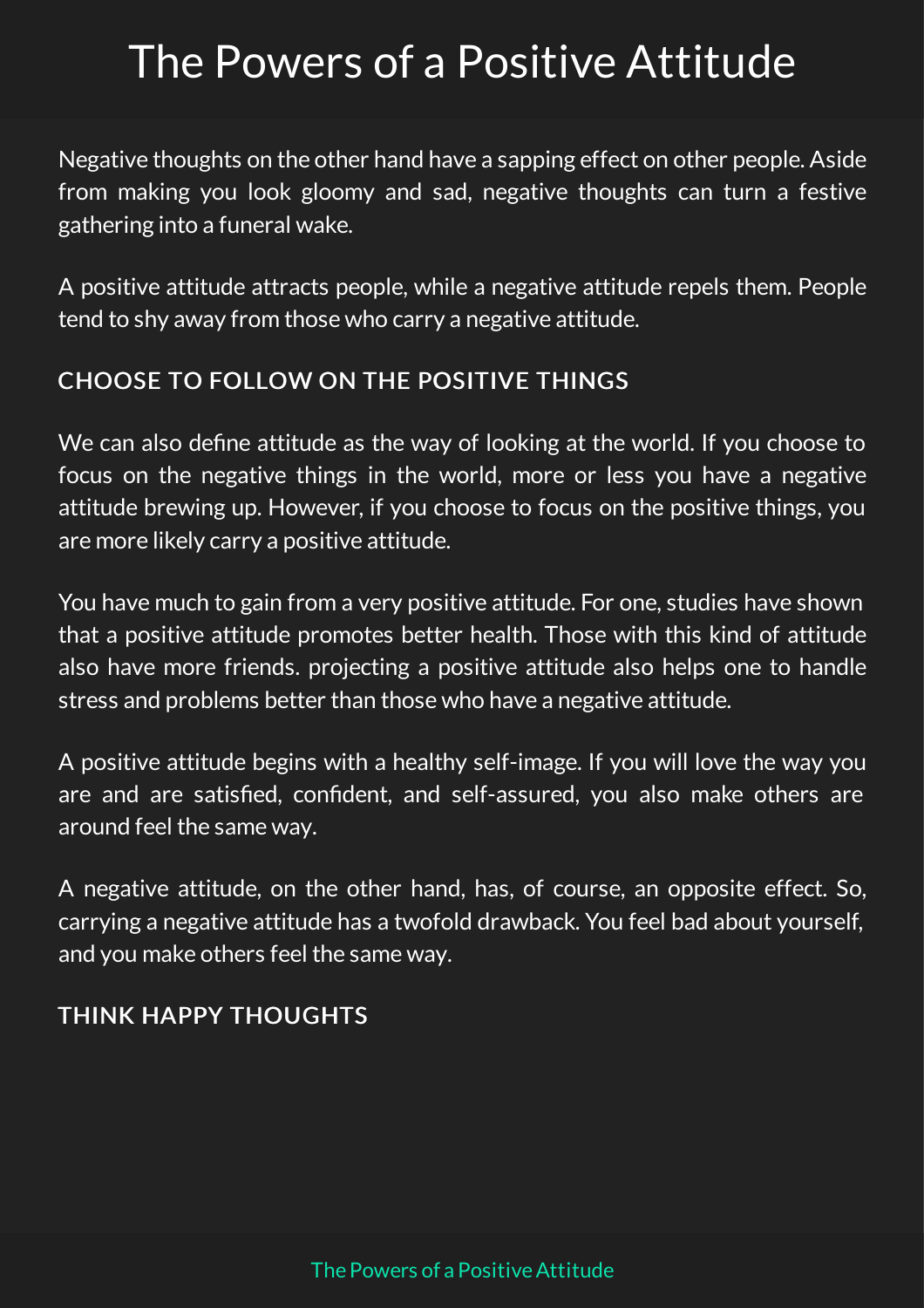# The Powers of a Positive Attitude

Negative thoughts on the other hand have a sapping effect on other people. Aside from making you look gloomy and sad, negative thoughts can turn a festive gathering into a funeral wake.

A positive attitude attracts people, while a negative attitude repels them. People tend to shy away from those who carry a negative attitude.

### CHOOSE TO FOLLOW ON THE POSITIVE THINGS

We can also define attitude as the way of looking at the world. If you choose to focus on the negative things in the world, more or less you have a negative attitude brewing up. However, if you choose to focus on the positive things, you are more likely carry a positive attitude.

You have much to gain from a very positive attitude. For one, studies have shown that a positive attitude promotes better health. Those with this kind of attitude also have more friends. projecting a positive attitude also helps one to handle stress and problems better than those who have a negative attitude.

A positive attitude begins with a healthy self-image. If you will love the way you are and are satisfied, confident, and self-assured, you also make others are around feel the same way.

A negative attitude, on the other hand, has, of course, an opposite effect. So, carrying a negative attitude has a twofold drawback. You feel bad about yourself, and you make others feel the same way.

### THINK HAPPY THOUGHTS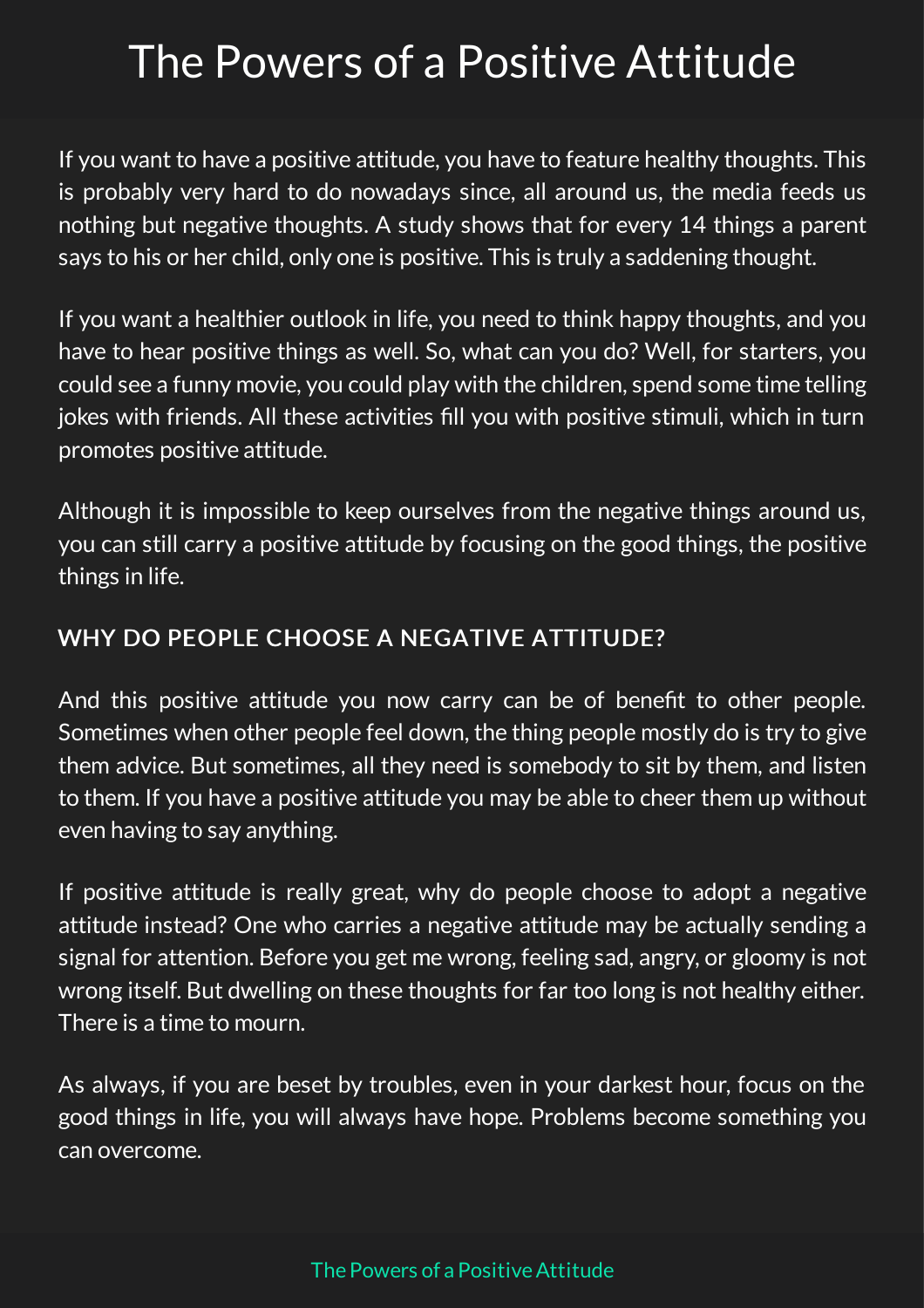# The Powers of a Positive Attitude

If you want to have a positive attitude, you have to feature healthy thoughts. This is probably very hard to do nowadays since, all around us, the media feeds us nothing but negative thoughts. A study shows that for every 14 things a parent says to his or her child, only one is positive. This is truly a saddening thought.

If you want a healthier outlook in life, you need to think happy thoughts, and you have to hear positive things as well. So, what can you do? Well, for starters, you could see a funny movie, you could play with the children, spend some time telling jokes with friends. All these activities fill you with positive stimuli, which in turn promotes positive attitude.

Although it is impossible to keep ourselves from the negative things around us, you can still carry a positive attitude by focusing on the good things, the positive things in life.

## WHY DO PEOPLE CHOOSE A NEGATIVE ATTITUDE?

And this positive attitude you now carry can be of benefit to other people. Sometimes when other people feel down, the thing people mostly do is try to give them advice. But sometimes, all they need is somebody to sit by them, and listen to them. If you have a positive attitude you may be able to cheer them up without even having to say anything.

If positive attitude is really great, why do people choose to adopt a negative attitude instead? One who carries a negative attitude may be actually sending a signal for attention. Before you get me wrong, feeling sad, angry, or gloomy is not wrong itself. But dwelling on these thoughts for far too long is not healthy either. There is a time to mourn.

As always, if you are beset by troubles, even in your darkest hour, focus on the good things in life, you will always have hope. Problems become something you can overcome.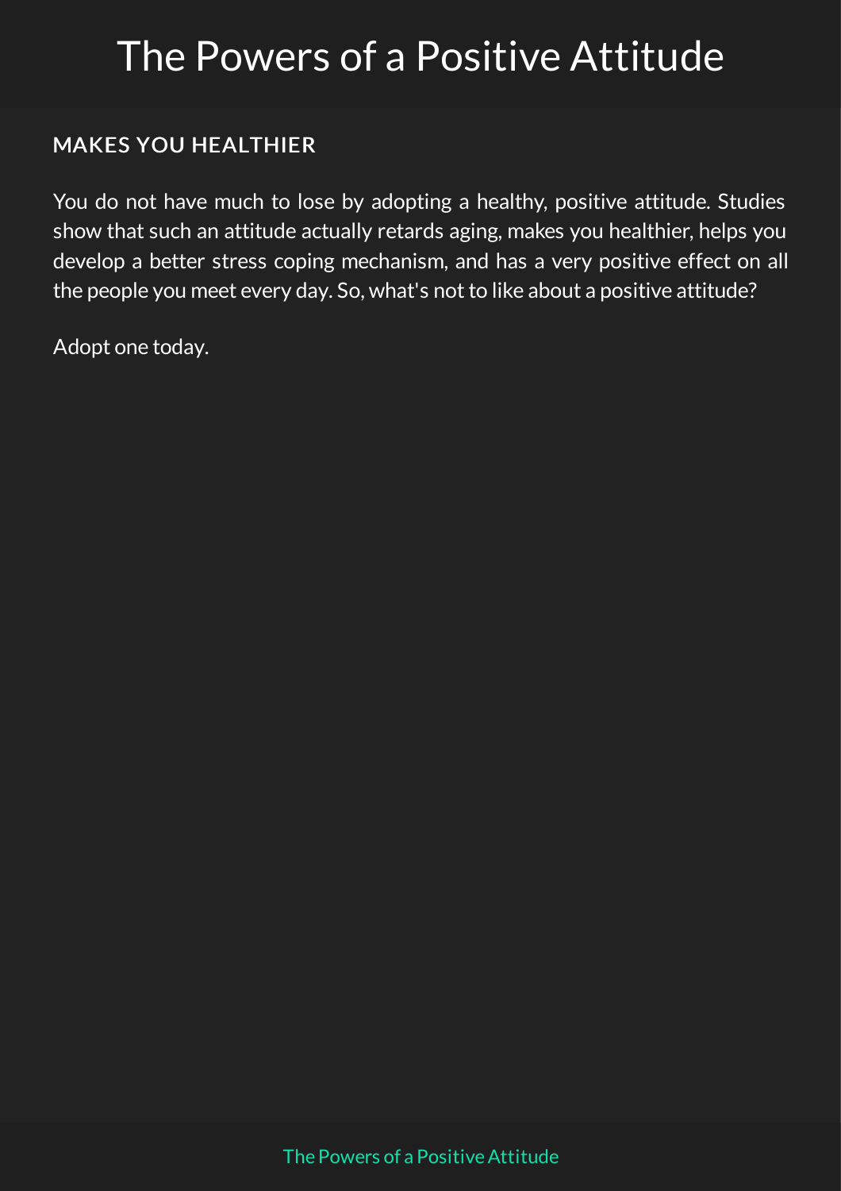## MAKES YOU HEALTHIER

You do not have much to lose by adopting a healthy, positive attitude. Studies show that such an attitude actually retards aging, makes you healthier, helps you develop a better stress coping mechanism, and has a very positive effect on all the people you meet every day. So, what's not to like about a positive attitude?

Adopt one today.